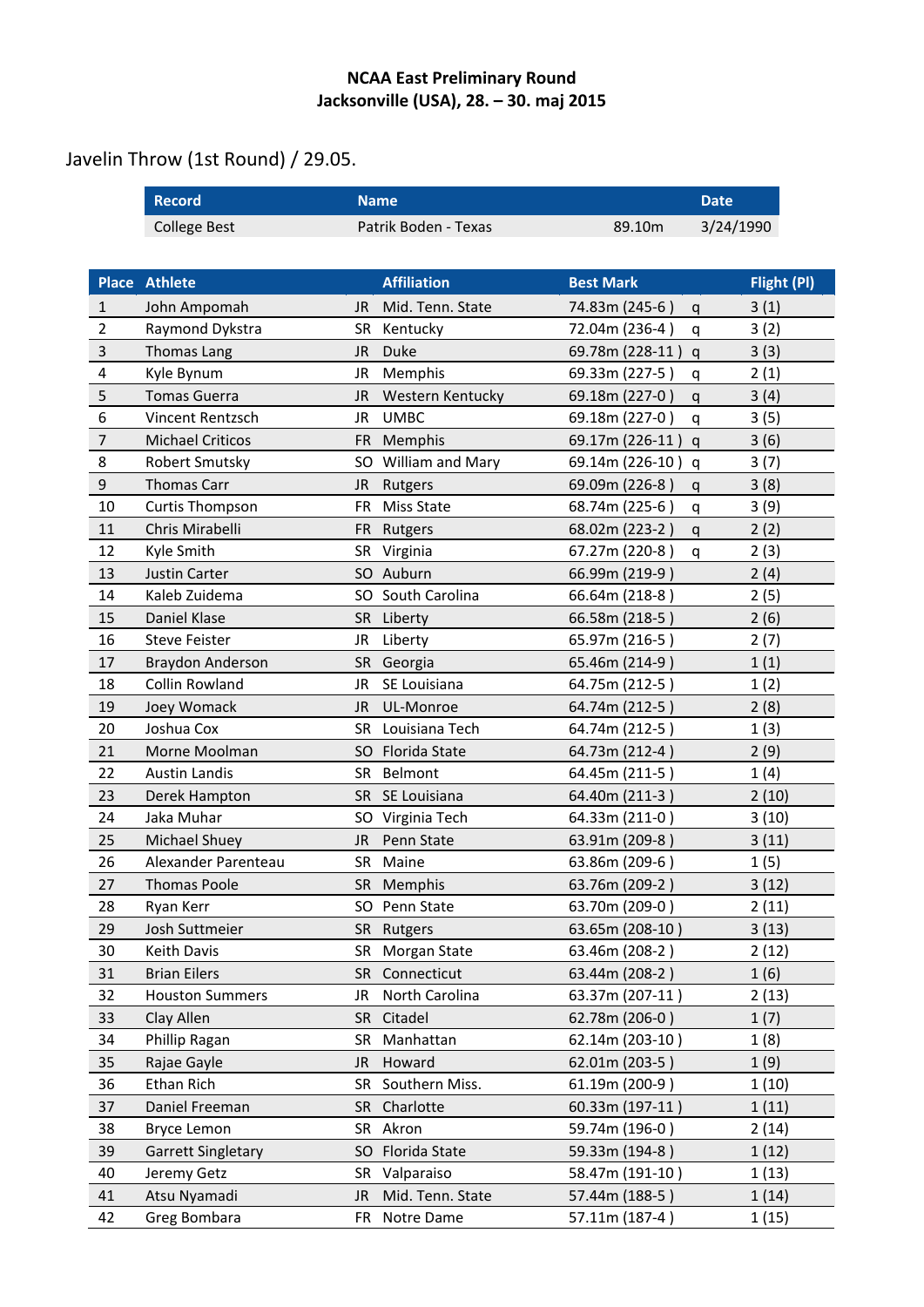**NCAA East Preliminary Round**
**Jacksonville (USA), 28. – 30. maj 2015**

## Javelin Throw (1st Round) / 29.05.

| Record | Name | | Date |
|---|---|---|---|
| College Best | Patrik Boden - Texas | 89.10m | 3/24/1990 |

| Place | Athlete | | Affiliation | Best Mark | | Flight (Pl) |
|---|---|---|---|---|---|---|
| 1 | John Ampomah | JR | Mid. Tenn. State | 74.83m (245-6 ) | q | 3 (1) |
| 2 | Raymond Dykstra | SR | Kentucky | 72.04m (236-4 ) | q | 3 (2) |
| 3 | Thomas Lang | JR | Duke | 69.78m (228-11 ) | q | 3 (3) |
| 4 | Kyle Bynum | JR | Memphis | 69.33m (227-5 ) | q | 2 (1) |
| 5 | Tomas Guerra | JR | Western Kentucky | 69.18m (227-0 ) | q | 3 (4) |
| 6 | Vincent Rentzsch | JR | UMBC | 69.18m (227-0 ) | q | 3 (5) |
| 7 | Michael Criticos | FR | Memphis | 69.17m (226-11 ) | q | 3 (6) |
| 8 | Robert Smutsky | SO | William and Mary | 69.14m (226-10 ) | q | 3 (7) |
| 9 | Thomas Carr | JR | Rutgers | 69.09m (226-8 ) | q | 3 (8) |
| 10 | Curtis Thompson | FR | Miss State | 68.74m (225-6 ) | q | 3 (9) |
| 11 | Chris Mirabelli | FR | Rutgers | 68.02m (223-2 ) | q | 2 (2) |
| 12 | Kyle Smith | SR | Virginia | 67.27m (220-8 ) | q | 2 (3) |
| 13 | Justin Carter | SO | Auburn | 66.99m (219-9 ) | | 2 (4) |
| 14 | Kaleb Zuidema | SO | South Carolina | 66.64m (218-8 ) | | 2 (5) |
| 15 | Daniel Klase | SR | Liberty | 66.58m (218-5 ) | | 2 (6) |
| 16 | Steve Feister | JR | Liberty | 65.97m (216-5 ) | | 2 (7) |
| 17 | Braydon Anderson | SR | Georgia | 65.46m (214-9 ) | | 1 (1) |
| 18 | Collin Rowland | JR | SE Louisiana | 64.75m (212-5 ) | | 1 (2) |
| 19 | Joey Womack | JR | UL-Monroe | 64.74m (212-5 ) | | 2 (8) |
| 20 | Joshua Cox | SR | Louisiana Tech | 64.74m (212-5 ) | | 1 (3) |
| 21 | Morne Moolman | SO | Florida State | 64.73m (212-4 ) | | 2 (9) |
| 22 | Austin Landis | SR | Belmont | 64.45m (211-5 ) | | 1 (4) |
| 23 | Derek Hampton | SR | SE Louisiana | 64.40m (211-3 ) | | 2 (10) |
| 24 | Jaka Muhar | SO | Virginia Tech | 64.33m (211-0 ) | | 3 (10) |
| 25 | Michael Shuey | JR | Penn State | 63.91m (209-8 ) | | 3 (11) |
| 26 | Alexander Parenteau | SR | Maine | 63.86m (209-6 ) | | 1 (5) |
| 27 | Thomas Poole | SR | Memphis | 63.76m (209-2 ) | | 3 (12) |
| 28 | Ryan Kerr | SO | Penn State | 63.70m (209-0 ) | | 2 (11) |
| 29 | Josh Suttmeier | SR | Rutgers | 63.65m (208-10 ) | | 3 (13) |
| 30 | Keith Davis | SR | Morgan State | 63.46m (208-2 ) | | 2 (12) |
| 31 | Brian Eilers | SR | Connecticut | 63.44m (208-2 ) | | 1 (6) |
| 32 | Houston Summers | JR | North Carolina | 63.37m (207-11 ) | | 2 (13) |
| 33 | Clay Allen | SR | Citadel | 62.78m (206-0 ) | | 1 (7) |
| 34 | Phillip Ragan | SR | Manhattan | 62.14m (203-10 ) | | 1 (8) |
| 35 | Rajae Gayle | JR | Howard | 62.01m (203-5 ) | | 1 (9) |
| 36 | Ethan Rich | SR | Southern Miss. | 61.19m (200-9 ) | | 1 (10) |
| 37 | Daniel Freeman | SR | Charlotte | 60.33m (197-11 ) | | 1 (11) |
| 38 | Bryce Lemon | SR | Akron | 59.74m (196-0 ) | | 2 (14) |
| 39 | Garrett Singletary | SO | Florida State | 59.33m (194-8 ) | | 1 (12) |
| 40 | Jeremy Getz | SR | Valparaiso | 58.47m (191-10 ) | | 1 (13) |
| 41 | Atsu Nyamadi | JR | Mid. Tenn. State | 57.44m (188-5 ) | | 1 (14) |
| 42 | Greg Bombara | FR | Notre Dame | 57.11m (187-4 ) | | 1 (15) |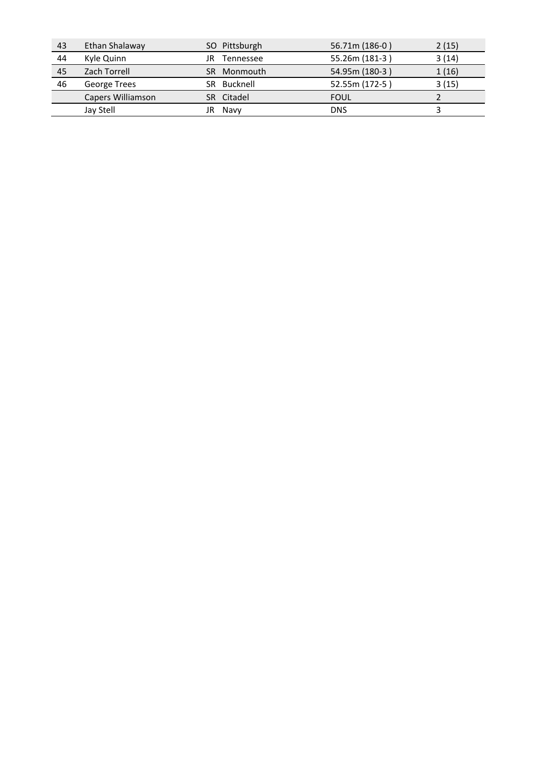| | | | | | |
|---|---|---|---|---|---|
| 43 | Ethan Shalaway | SO | Pittsburgh | 56.71m (186-0 ) | 2 (15) |
| 44 | Kyle Quinn | JR | Tennessee | 55.26m (181-3 ) | 3 (14) |
| 45 | Zach Torrell | SR | Monmouth | 54.95m (180-3 ) | 1 (16) |
| 46 | George Trees | SR | Bucknell | 52.55m (172-5 ) | 3 (15) |
| | Capers Williamson | SR | Citadel | FOUL | 2 |
| | Jay Stell | JR | Navy | DNS | 3 |